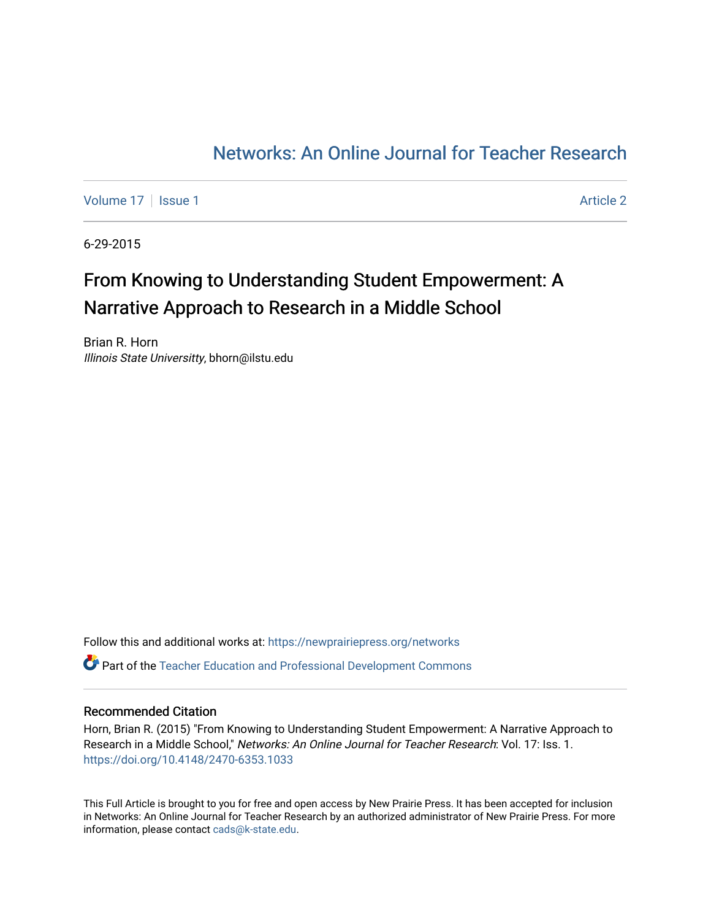# Networks: An Online Journal for Teacher Research

Volume 17 | Issue 1 | Article 2

6-29-2015

## From Knowing to Understanding Student Empowerment: A Narrative Approach to Research in a Middle School

Brian R. Horn
*Illinois State Universitty*, bhorn@ilstu.edu

Follow this and additional works at: https://newprairiepress.org/networks

Part of the Teacher Education and Professional Development Commons

### Recommended Citation

Horn, Brian R. (2015) "From Knowing to Understanding Student Empowerment: A Narrative Approach to Research in a Middle School," *Networks: An Online Journal for Teacher Research*: Vol. 17: Iss. 1. https://doi.org/10.4148/2470-6353.1033

This Full Article is brought to you for free and open access by New Prairie Press. It has been accepted for inclusion in Networks: An Online Journal for Teacher Research by an authorized administrator of New Prairie Press. For more information, please contact cads@k-state.edu.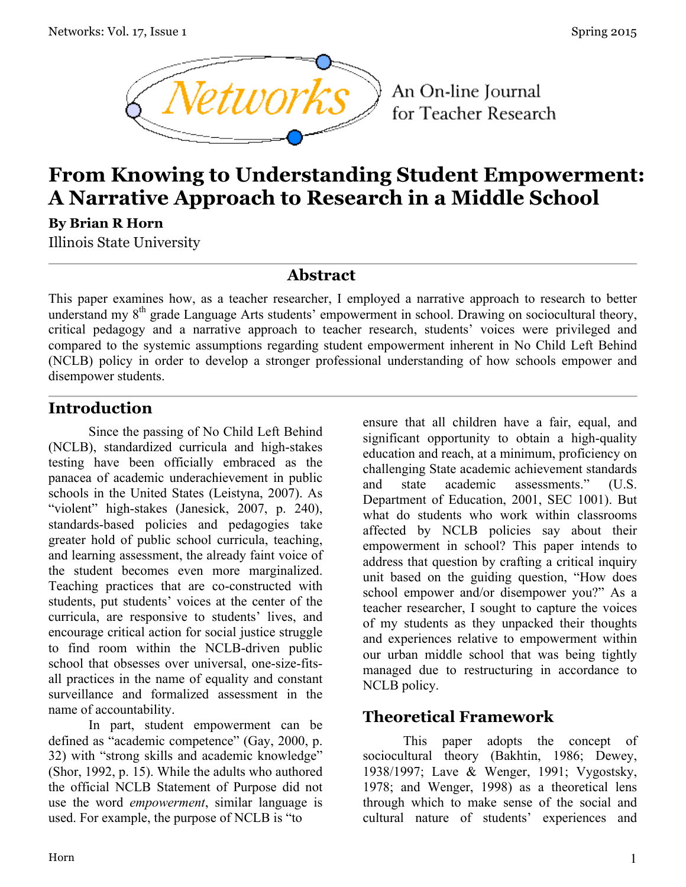# From Knowing to Understanding Student Empowerment: A Narrative Approach to Research in a Middle School

**By Brian R Horn**

Illinois State University

## Abstract

This paper examines how, as a teacher researcher, I employed a narrative approach to research to better understand my 8th grade Language Arts students' empowerment in school. Drawing on sociocultural theory, critical pedagogy and a narrative approach to teacher research, students' voices were privileged and compared to the systemic assumptions regarding student empowerment inherent in No Child Left Behind (NCLB) policy in order to develop a stronger professional understanding of how schools empower and disempower students.

## Introduction

Since the passing of No Child Left Behind (NCLB), standardized curricula and high-stakes testing have been officially embraced as the panacea of academic underachievement in public schools in the United States (Leistyna, 2007). As "violent" high-stakes (Janesick, 2007, p. 240), standards-based policies and pedagogies take greater hold of public school curricula, teaching, and learning assessment, the already faint voice of the student becomes even more marginalized. Teaching practices that are co-constructed with students, put students' voices at the center of the curricula, are responsive to students' lives, and encourage critical action for social justice struggle to find room within the NCLB-driven public school that obsesses over universal, one-size-fits-all practices in the name of equality and constant surveillance and formalized assessment in the name of accountability.

In part, student empowerment can be defined as "academic competence" (Gay, 2000, p. 32) with "strong skills and academic knowledge" (Shor, 1992, p. 15). While the adults who authored the official NCLB Statement of Purpose did not use the word *empowerment*, similar language is used. For example, the purpose of NCLB is "to ensure that all children have a fair, equal, and significant opportunity to obtain a high-quality education and reach, at a minimum, proficiency on challenging State academic achievement standards and state academic assessments." (U.S. Department of Education, 2001, SEC 1001). But what do students who work within classrooms affected by NCLB policies say about their empowerment in school? This paper intends to address that question by crafting a critical inquiry unit based on the guiding question, "How does school empower and/or disempower you?" As a teacher researcher, I sought to capture the voices of my students as they unpacked their thoughts and experiences relative to empowerment within our urban middle school that was being tightly managed due to restructuring in accordance to NCLB policy.

## Theoretical Framework

This paper adopts the concept of sociocultural theory (Bakhtin, 1986; Dewey, 1938/1997; Lave & Wenger, 1991; Vygostsky, 1978; and Wenger, 1998) as a theoretical lens through which to make sense of the social and cultural nature of students' experiences and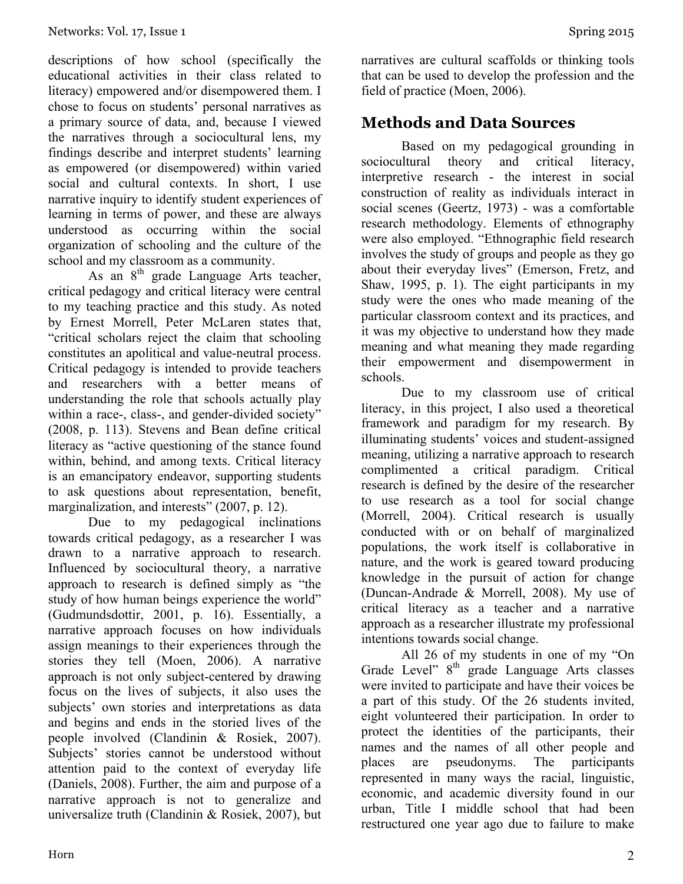descriptions of how school (specifically the educational activities in their class related to literacy) empowered and/or disempowered them. I chose to focus on students' personal narratives as a primary source of data, and, because I viewed the narratives through a sociocultural lens, my findings describe and interpret students' learning as empowered (or disempowered) within varied social and cultural contexts. In short, I use narrative inquiry to identify student experiences of learning in terms of power, and these are always understood as occurring within the social organization of schooling and the culture of the school and my classroom as a community.

As an 8th grade Language Arts teacher, critical pedagogy and critical literacy were central to my teaching practice and this study. As noted by Ernest Morrell, Peter McLaren states that, "critical scholars reject the claim that schooling constitutes an apolitical and value-neutral process. Critical pedagogy is intended to provide teachers and researchers with a better means of understanding the role that schools actually play within a race-, class-, and gender-divided society" (2008, p. 113). Stevens and Bean define critical literacy as "active questioning of the stance found within, behind, and among texts. Critical literacy is an emancipatory endeavor, supporting students to ask questions about representation, benefit, marginalization, and interests" (2007, p. 12).

Due to my pedagogical inclinations towards critical pedagogy, as a researcher I was drawn to a narrative approach to research. Influenced by sociocultural theory, a narrative approach to research is defined simply as "the study of how human beings experience the world" (Gudmundsdottir, 2001, p. 16). Essentially, a narrative approach focuses on how individuals assign meanings to their experiences through the stories they tell (Moen, 2006). A narrative approach is not only subject-centered by drawing focus on the lives of subjects, it also uses the subjects' own stories and interpretations as data and begins and ends in the storied lives of the people involved (Clandinin & Rosiek, 2007). Subjects' stories cannot be understood without attention paid to the context of everyday life (Daniels, 2008). Further, the aim and purpose of a narrative approach is not to generalize and universalize truth (Clandinin & Rosiek, 2007), but narratives are cultural scaffolds or thinking tools that can be used to develop the profession and the field of practice (Moen, 2006).

## Methods and Data Sources

Based on my pedagogical grounding in sociocultural theory and critical literacy, interpretive research - the interest in social construction of reality as individuals interact in social scenes (Geertz, 1973) - was a comfortable research methodology. Elements of ethnography were also employed. "Ethnographic field research involves the study of groups and people as they go about their everyday lives" (Emerson, Fretz, and Shaw, 1995, p. 1). The eight participants in my study were the ones who made meaning of the particular classroom context and its practices, and it was my objective to understand how they made meaning and what meaning they made regarding their empowerment and disempowerment in schools.

Due to my classroom use of critical literacy, in this project, I also used a theoretical framework and paradigm for my research. By illuminating students' voices and student-assigned meaning, utilizing a narrative approach to research complimented a critical paradigm. Critical research is defined by the desire of the researcher to use research as a tool for social change (Morrell, 2004). Critical research is usually conducted with or on behalf of marginalized populations, the work itself is collaborative in nature, and the work is geared toward producing knowledge in the pursuit of action for change (Duncan-Andrade & Morrell, 2008). My use of critical literacy as a teacher and a narrative approach as a researcher illustrate my professional intentions towards social change.

All 26 of my students in one of my "On Grade Level" 8th grade Language Arts classes were invited to participate and have their voices be a part of this study. Of the 26 students invited, eight volunteered their participation. In order to protect the identities of the participants, their names and the names of all other people and places are pseudonyms. The participants represented in many ways the racial, linguistic, economic, and academic diversity found in our urban, Title I middle school that had been restructured one year ago due to failure to make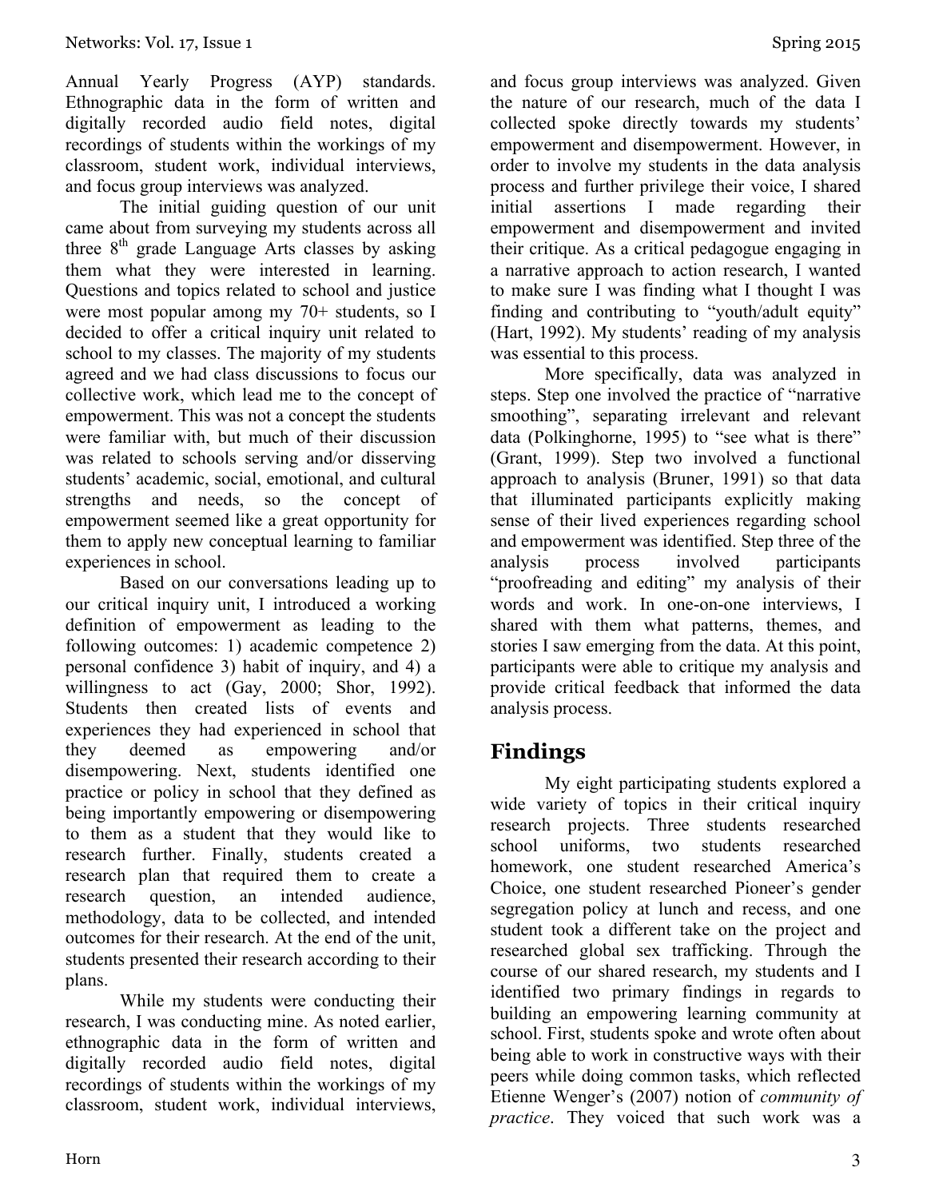Annual Yearly Progress (AYP) standards. Ethnographic data in the form of written and digitally recorded audio field notes, digital recordings of students within the workings of my classroom, student work, individual interviews, and focus group interviews was analyzed.

The initial guiding question of our unit came about from surveying my students across all three 8th grade Language Arts classes by asking them what they were interested in learning. Questions and topics related to school and justice were most popular among my 70+ students, so I decided to offer a critical inquiry unit related to school to my classes. The majority of my students agreed and we had class discussions to focus our collective work, which lead me to the concept of empowerment. This was not a concept the students were familiar with, but much of their discussion was related to schools serving and/or disserving students' academic, social, emotional, and cultural strengths and needs, so the concept of empowerment seemed like a great opportunity for them to apply new conceptual learning to familiar experiences in school.

Based on our conversations leading up to our critical inquiry unit, I introduced a working definition of empowerment as leading to the following outcomes: 1) academic competence 2) personal confidence 3) habit of inquiry, and 4) a willingness to act (Gay, 2000; Shor, 1992). Students then created lists of events and experiences they had experienced in school that they deemed as empowering and/or disempowering. Next, students identified one practice or policy in school that they defined as being importantly empowering or disempowering to them as a student that they would like to research further. Finally, students created a research plan that required them to create a research question, an intended audience, methodology, data to be collected, and intended outcomes for their research. At the end of the unit, students presented their research according to their plans.

While my students were conducting their research, I was conducting mine. As noted earlier, ethnographic data in the form of written and digitally recorded audio field notes, digital recordings of students within the workings of my classroom, student work, individual interviews, and focus group interviews was analyzed. Given the nature of our research, much of the data I collected spoke directly towards my students' empowerment and disempowerment. However, in order to involve my students in the data analysis process and further privilege their voice, I shared initial assertions I made regarding their empowerment and disempowerment and invited their critique. As a critical pedagogue engaging in a narrative approach to action research, I wanted to make sure I was finding what I thought I was finding and contributing to "youth/adult equity" (Hart, 1992). My students' reading of my analysis was essential to this process.

More specifically, data was analyzed in steps. Step one involved the practice of "narrative smoothing", separating irrelevant and relevant data (Polkinghorne, 1995) to "see what is there" (Grant, 1999). Step two involved a functional approach to analysis (Bruner, 1991) so that data that illuminated participants explicitly making sense of their lived experiences regarding school and empowerment was identified. Step three of the analysis process involved participants "proofreading and editing" my analysis of their words and work. In one-on-one interviews, I shared with them what patterns, themes, and stories I saw emerging from the data. At this point, participants were able to critique my analysis and provide critical feedback that informed the data analysis process.

## Findings

My eight participating students explored a wide variety of topics in their critical inquiry research projects. Three students researched school uniforms, two students researched homework, one student researched America's Choice, one student researched Pioneer's gender segregation policy at lunch and recess, and one student took a different take on the project and researched global sex trafficking. Through the course of our shared research, my students and I identified two primary findings in regards to building an empowering learning community at school. First, students spoke and wrote often about being able to work in constructive ways with their peers while doing common tasks, which reflected Etienne Wenger's (2007) notion of *community of practice*. They voiced that such work was a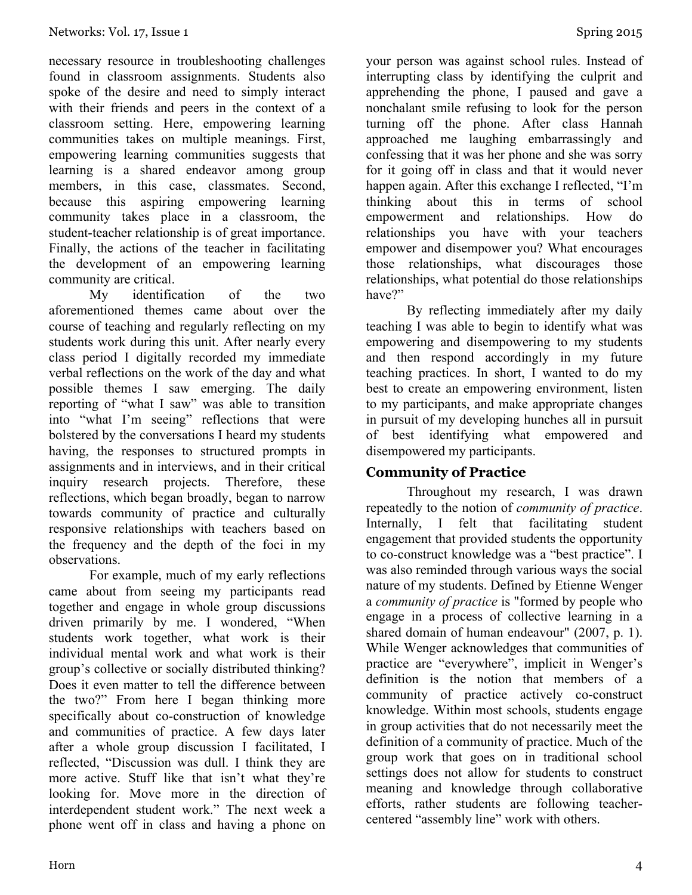necessary resource in troubleshooting challenges found in classroom assignments. Students also spoke of the desire and need to simply interact with their friends and peers in the context of a classroom setting. Here, empowering learning communities takes on multiple meanings. First, empowering learning communities suggests that learning is a shared endeavor among group members, in this case, classmates. Second, because this aspiring empowering learning community takes place in a classroom, the student-teacher relationship is of great importance. Finally, the actions of the teacher in facilitating the development of an empowering learning community are critical.

My identification of the two aforementioned themes came about over the course of teaching and regularly reflecting on my students work during this unit. After nearly every class period I digitally recorded my immediate verbal reflections on the work of the day and what possible themes I saw emerging. The daily reporting of "what I saw" was able to transition into "what I'm seeing" reflections that were bolstered by the conversations I heard my students having, the responses to structured prompts in assignments and in interviews, and in their critical inquiry research projects. Therefore, these reflections, which began broadly, began to narrow towards community of practice and culturally responsive relationships with teachers based on the frequency and the depth of the foci in my observations.

For example, much of my early reflections came about from seeing my participants read together and engage in whole group discussions driven primarily by me. I wondered, "When students work together, what work is their individual mental work and what work is their group's collective or socially distributed thinking? Does it even matter to tell the difference between the two?" From here I began thinking more specifically about co-construction of knowledge and communities of practice. A few days later after a whole group discussion I facilitated, I reflected, "Discussion was dull. I think they are more active. Stuff like that isn't what they're looking for. Move more in the direction of interdependent student work." The next week a phone went off in class and having a phone on your person was against school rules. Instead of interrupting class by identifying the culprit and apprehending the phone, I paused and gave a nonchalant smile refusing to look for the person turning off the phone. After class Hannah approached me laughing embarrassingly and confessing that it was her phone and she was sorry for it going off in class and that it would never happen again. After this exchange I reflected, "I'm thinking about this in terms of school empowerment and relationships. How do relationships you have with your teachers empower and disempower you? What encourages those relationships, what discourages those relationships, what potential do those relationships have?"

By reflecting immediately after my daily teaching I was able to begin to identify what was empowering and disempowering to my students and then respond accordingly in my future teaching practices. In short, I wanted to do my best to create an empowering environment, listen to my participants, and make appropriate changes in pursuit of my developing hunches all in pursuit of best identifying what empowered and disempowered my participants.

## Community of Practice

Throughout my research, I was drawn repeatedly to the notion of *community of practice*. Internally, I felt that facilitating student engagement that provided students the opportunity to co-construct knowledge was a "best practice". I was also reminded through various ways the social nature of my students. Defined by Etienne Wenger a *community of practice* is "formed by people who engage in a process of collective learning in a shared domain of human endeavour" (2007, p. 1). While Wenger acknowledges that communities of practice are "everywhere", implicit in Wenger's definition is the notion that members of a community of practice actively co-construct knowledge. Within most schools, students engage in group activities that do not necessarily meet the definition of a community of practice. Much of the group work that goes on in traditional school settings does not allow for students to construct meaning and knowledge through collaborative efforts, rather students are following teacher-centered "assembly line" work with others.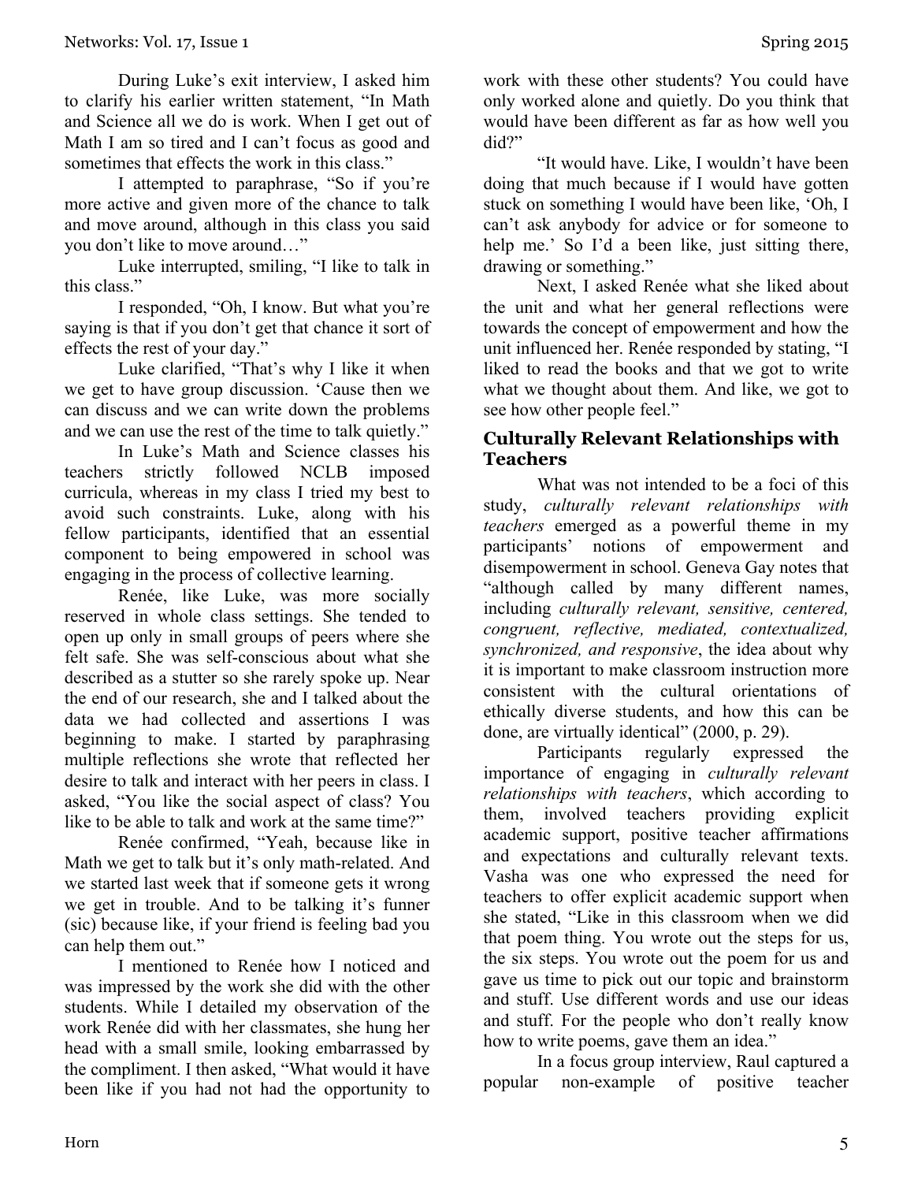During Luke's exit interview, I asked him to clarify his earlier written statement, "In Math and Science all we do is work. When I get out of Math I am so tired and I can't focus as good and sometimes that effects the work in this class."

I attempted to paraphrase, "So if you're more active and given more of the chance to talk and move around, although in this class you said you don't like to move around…"

Luke interrupted, smiling, "I like to talk in this class."

I responded, "Oh, I know. But what you're saying is that if you don't get that chance it sort of effects the rest of your day."

Luke clarified, "That's why I like it when we get to have group discussion. 'Cause then we can discuss and we can write down the problems and we can use the rest of the time to talk quietly."

In Luke's Math and Science classes his teachers strictly followed NCLB imposed curricula, whereas in my class I tried my best to avoid such constraints. Luke, along with his fellow participants, identified that an essential component to being empowered in school was engaging in the process of collective learning.

Renée, like Luke, was more socially reserved in whole class settings. She tended to open up only in small groups of peers where she felt safe. She was self-conscious about what she described as a stutter so she rarely spoke up. Near the end of our research, she and I talked about the data we had collected and assertions I was beginning to make. I started by paraphrasing multiple reflections she wrote that reflected her desire to talk and interact with her peers in class. I asked, "You like the social aspect of class? You like to be able to talk and work at the same time?"

Renée confirmed, "Yeah, because like in Math we get to talk but it's only math-related. And we started last week that if someone gets it wrong we get in trouble. And to be talking it's funner (sic) because like, if your friend is feeling bad you can help them out."

I mentioned to Renée how I noticed and was impressed by the work she did with the other students. While I detailed my observation of the work Renée did with her classmates, she hung her head with a small smile, looking embarrassed by the compliment. I then asked, "What would it have been like if you had not had the opportunity to work with these other students? You could have only worked alone and quietly. Do you think that would have been different as far as how well you did?"

"It would have. Like, I wouldn't have been doing that much because if I would have gotten stuck on something I would have been like, 'Oh, I can't ask anybody for advice or for someone to help me.' So I'd a been like, just sitting there, drawing or something."

Next, I asked Renée what she liked about the unit and what her general reflections were towards the concept of empowerment and how the unit influenced her. Renée responded by stating, "I liked to read the books and that we got to write what we thought about them. And like, we got to see how other people feel."

## Culturally Relevant Relationships with Teachers

What was not intended to be a foci of this study, *culturally relevant relationships with teachers* emerged as a powerful theme in my participants' notions of empowerment and disempowerment in school. Geneva Gay notes that "although called by many different names, including *culturally relevant, sensitive, centered, congruent, reflective, mediated, contextualized, synchronized, and responsive*, the idea about why it is important to make classroom instruction more consistent with the cultural orientations of ethically diverse students, and how this can be done, are virtually identical" (2000, p. 29).

Participants regularly expressed the importance of engaging in *culturally relevant relationships with teachers*, which according to them, involved teachers providing explicit academic support, positive teacher affirmations and expectations and culturally relevant texts. Vasha was one who expressed the need for teachers to offer explicit academic support when she stated, "Like in this classroom when we did that poem thing. You wrote out the steps for us, the six steps. You wrote out the poem for us and gave us time to pick out our topic and brainstorm and stuff. Use different words and use our ideas and stuff. For the people who don't really know how to write poems, gave them an idea."

In a focus group interview, Raul captured a popular non-example of positive teacher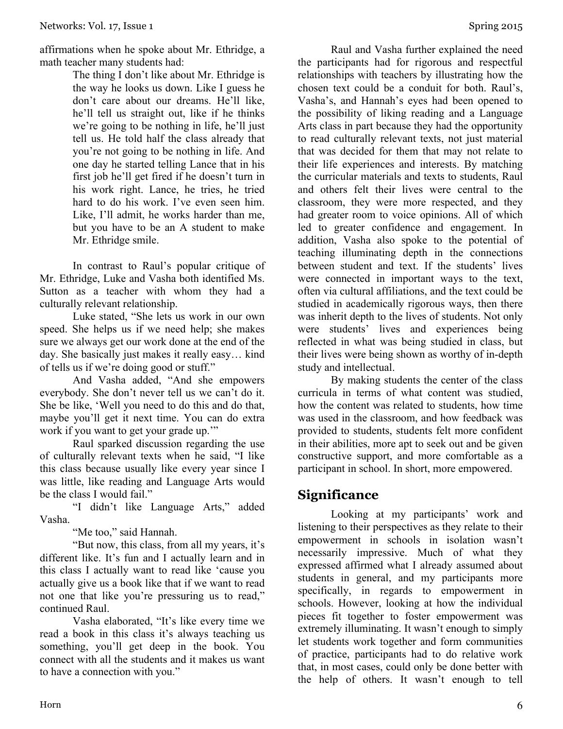affirmations when he spoke about Mr. Ethridge, a math teacher many students had:

> The thing I don't like about Mr. Ethridge is the way he looks us down. Like I guess he don't care about our dreams. He'll like, he'll tell us straight out, like if he thinks we're going to be nothing in life, he'll just tell us. He told half the class already that you're not going to be nothing in life. And one day he started telling Lance that in his first job he'll get fired if he doesn't turn in his work right. Lance, he tries, he tried hard to do his work. I've even seen him. Like, I'll admit, he works harder than me, but you have to be an A student to make Mr. Ethridge smile.

In contrast to Raul's popular critique of Mr. Ethridge, Luke and Vasha both identified Ms. Sutton as a teacher with whom they had a culturally relevant relationship.

Luke stated, "She lets us work in our own speed. She helps us if we need help; she makes sure we always get our work done at the end of the day. She basically just makes it really easy… kind of tells us if we're doing good or stuff."

And Vasha added, "And she empowers everybody. She don't never tell us we can't do it. She be like, 'Well you need to do this and do that, maybe you'll get it next time. You can do extra work if you want to get your grade up.'"

Raul sparked discussion regarding the use of culturally relevant texts when he said, "I like this class because usually like every year since I was little, like reading and Language Arts would be the class I would fail."

"I didn't like Language Arts," added Vasha.

"Me too," said Hannah.

"But now, this class, from all my years, it's different like. It's fun and I actually learn and in this class I actually want to read like 'cause you actually give us a book like that if we want to read not one that like you're pressuring us to read," continued Raul.

Vasha elaborated, "It's like every time we read a book in this class it's always teaching us something, you'll get deep in the book. You connect with all the students and it makes us want to have a connection with you."

Raul and Vasha further explained the need the participants had for rigorous and respectful relationships with teachers by illustrating how the chosen text could be a conduit for both. Raul's, Vasha's, and Hannah's eyes had been opened to the possibility of liking reading and a Language Arts class in part because they had the opportunity to read culturally relevant texts, not just material that was decided for them that may not relate to their life experiences and interests. By matching the curricular materials and texts to students, Raul and others felt their lives were central to the classroom, they were more respected, and they had greater room to voice opinions. All of which led to greater confidence and engagement. In addition, Vasha also spoke to the potential of teaching illuminating depth in the connections between student and text. If the students' lives were connected in important ways to the text, often via cultural affiliations, and the text could be studied in academically rigorous ways, then there was inherit depth to the lives of students. Not only were students' lives and experiences being reflected in what was being studied in class, but their lives were being shown as worthy of in-depth study and intellectual.

By making students the center of the class curricula in terms of what content was studied, how the content was related to students, how time was used in the classroom, and how feedback was provided to students, students felt more confident in their abilities, more apt to seek out and be given constructive support, and more comfortable as a participant in school. In short, more empowered.

## Significance

Looking at my participants' work and listening to their perspectives as they relate to their empowerment in schools in isolation wasn't necessarily impressive. Much of what they expressed affirmed what I already assumed about students in general, and my participants more specifically, in regards to empowerment in schools. However, looking at how the individual pieces fit together to foster empowerment was extremely illuminating. It wasn't enough to simply let students work together and form communities of practice, participants had to do relative work that, in most cases, could only be done better with the help of others. It wasn't enough to tell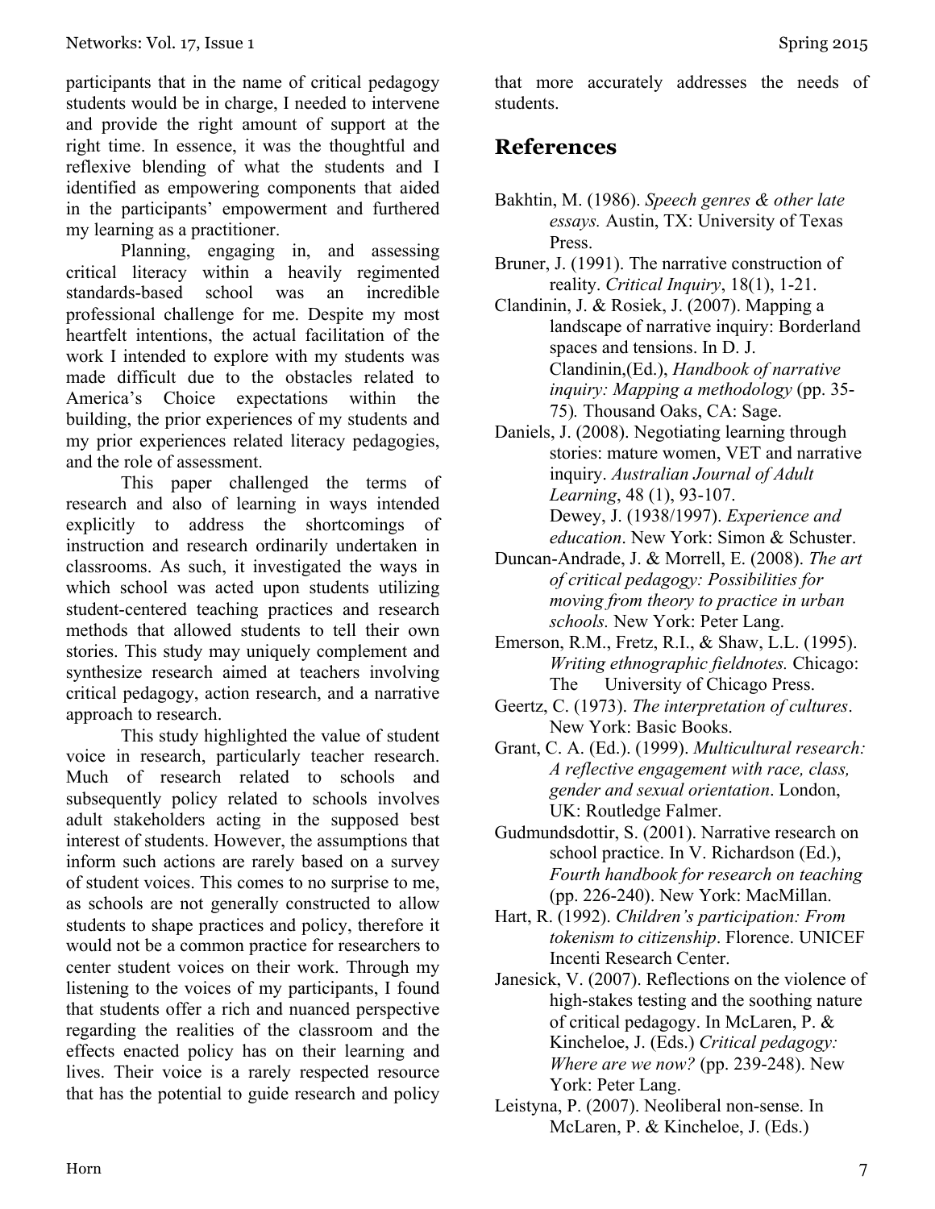participants that in the name of critical pedagogy students would be in charge, I needed to intervene and provide the right amount of support at the right time. In essence, it was the thoughtful and reflexive blending of what the students and I identified as empowering components that aided in the participants' empowerment and furthered my learning as a practitioner.

Planning, engaging in, and assessing critical literacy within a heavily regimented standards-based school was an incredible professional challenge for me. Despite my most heartfelt intentions, the actual facilitation of the work I intended to explore with my students was made difficult due to the obstacles related to America's Choice expectations within the building, the prior experiences of my students and my prior experiences related literacy pedagogies, and the role of assessment.

This paper challenged the terms of research and also of learning in ways intended explicitly to address the shortcomings of instruction and research ordinarily undertaken in classrooms. As such, it investigated the ways in which school was acted upon students utilizing student-centered teaching practices and research methods that allowed students to tell their own stories. This study may uniquely complement and synthesize research aimed at teachers involving critical pedagogy, action research, and a narrative approach to research.

This study highlighted the value of student voice in research, particularly teacher research. Much of research related to schools and subsequently policy related to schools involves adult stakeholders acting in the supposed best interest of students. However, the assumptions that inform such actions are rarely based on a survey of student voices. This comes to no surprise to me, as schools are not generally constructed to allow students to shape practices and policy, therefore it would not be a common practice for researchers to center student voices on their work. Through my listening to the voices of my participants, I found that students offer a rich and nuanced perspective regarding the realities of the classroom and the effects enacted policy has on their learning and lives. Their voice is a rarely respected resource that has the potential to guide research and policy that more accurately addresses the needs of students.

## References

Bakhtin, M. (1986). *Speech genres & other late essays.* Austin, TX: University of Texas Press.

Bruner, J. (1991). The narrative construction of reality. *Critical Inquiry*, 18(1), 1-21.

Clandinin, J. & Rosiek, J. (2007). Mapping a landscape of narrative inquiry: Borderland spaces and tensions. In D. J. Clandinin,(Ed.), *Handbook of narrative inquiry: Mapping a methodology* (pp. 35-75). Thousand Oaks, CA: Sage.

Daniels, J. (2008). Negotiating learning through stories: mature women, VET and narrative inquiry. *Australian Journal of Adult Learning*, 48 (1), 93-107.

Dewey, J. (1938/1997). *Experience and education*. New York: Simon & Schuster.

Duncan-Andrade, J. & Morrell, E. (2008). *The art of critical pedagogy: Possibilities for moving from theory to practice in urban schools.* New York: Peter Lang.

Emerson, R.M., Fretz, R.I., & Shaw, L.L. (1995). *Writing ethnographic fieldnotes.* Chicago: The University of Chicago Press.

Geertz, C. (1973). *The interpretation of cultures*. New York: Basic Books.

Grant, C. A. (Ed.). (1999). *Multicultural research: A reflective engagement with race, class, gender and sexual orientation*. London, UK: Routledge Falmer.

Gudmundsdottir, S. (2001). Narrative research on school practice. In V. Richardson (Ed.), *Fourth handbook for research on teaching* (pp. 226-240). New York: MacMillan.

Hart, R. (1992). *Children's participation: From tokenism to citizenship*. Florence. UNICEF Incenti Research Center.

Janesick, V. (2007). Reflections on the violence of high-stakes testing and the soothing nature of critical pedagogy. In McLaren, P. & Kincheloe, J. (Eds.) *Critical pedagogy: Where are we now?* (pp. 239-248). New York: Peter Lang.

Leistyna, P. (2007). Neoliberal non-sense. In McLaren, P. & Kincheloe, J. (Eds.)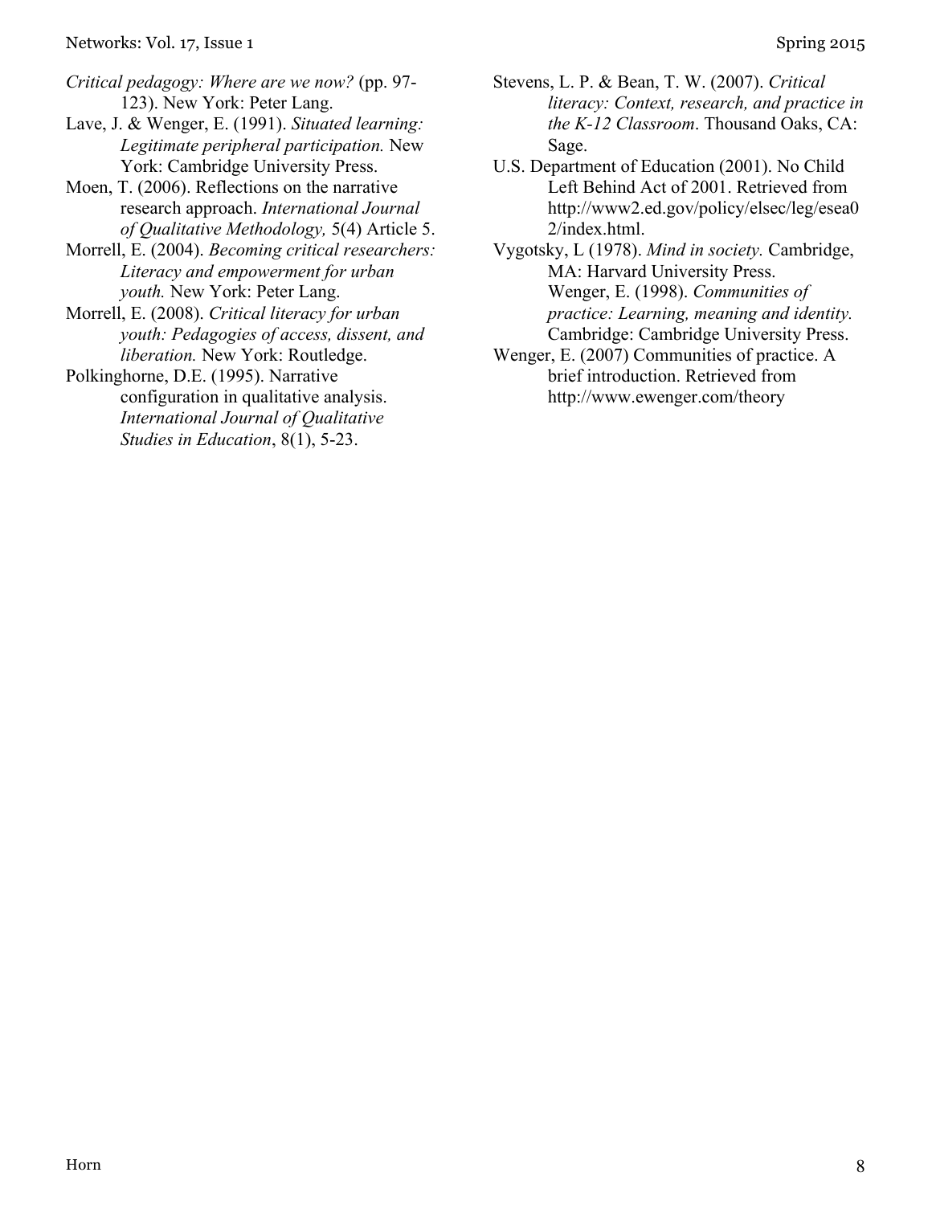*Critical pedagogy: Where are we now?* (pp. 97-123). New York: Peter Lang.

Lave, J. & Wenger, E. (1991). *Situated learning: Legitimate peripheral participation.* New York: Cambridge University Press.

Moen, T. (2006). Reflections on the narrative research approach. *International Journal of Qualitative Methodology,* 5(4) Article 5.

Morrell, E. (2004). *Becoming critical researchers: Literacy and empowerment for urban youth.* New York: Peter Lang.

Morrell, E. (2008). *Critical literacy for urban youth: Pedagogies of access, dissent, and liberation.* New York: Routledge.

Polkinghorne, D.E. (1995). Narrative configuration in qualitative analysis. *International Journal of Qualitative Studies in Education*, 8(1), 5-23.

Stevens, L. P. & Bean, T. W. (2007). *Critical literacy: Context, research, and practice in the K-12 Classroom*. Thousand Oaks, CA: Sage.

U.S. Department of Education (2001). No Child Left Behind Act of 2001. Retrieved from http://www2.ed.gov/policy/elsec/leg/esea02/index.html.

Vygotsky, L (1978). *Mind in society.* Cambridge, MA: Harvard University Press.

Wenger, E. (1998). *Communities of practice: Learning, meaning and identity.* Cambridge: Cambridge University Press.

Wenger, E. (2007) Communities of practice. A brief introduction. Retrieved from http://www.ewenger.com/theory